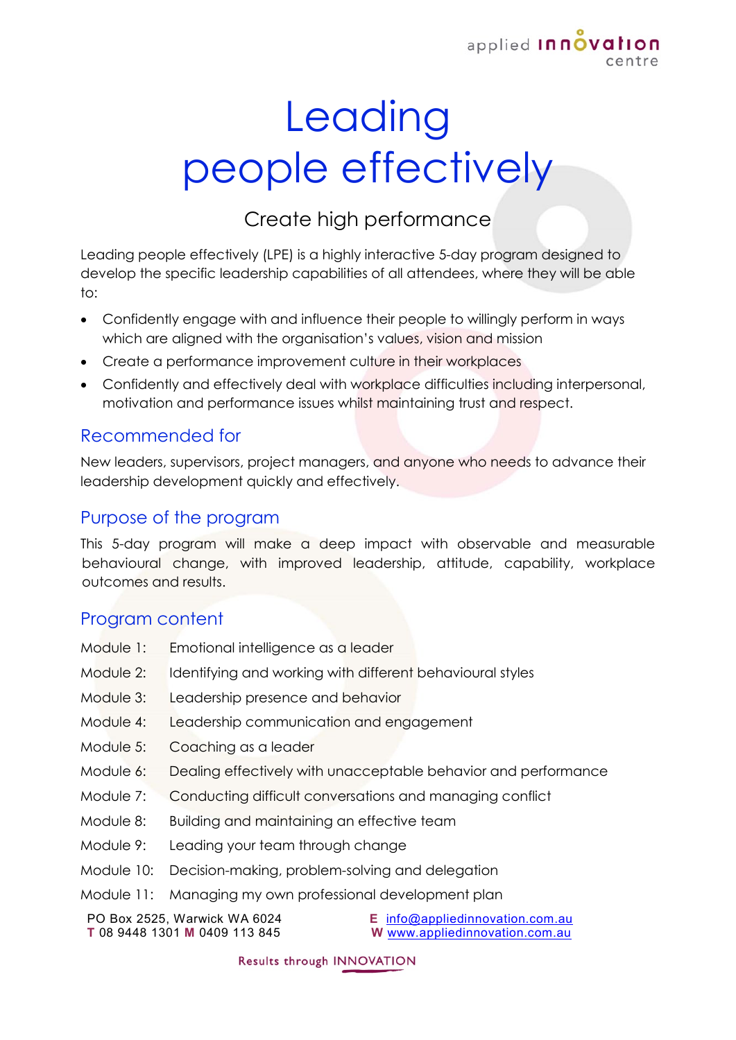# Leading people effectively

## Create high performance

Leading people effectively (LPE) is a highly interactive 5-day program designed to develop the specific leadership capabilities of all attendees, where they will be able to:

- Confidently engage with and influence their people to willingly perform in ways which are aligned with the organisation's values, vision and mission
- Create a performance improvement culture in their workplaces
- Confidently and effectively deal with workplace difficulties including interpersonal, motivation and performance issues whilst maintaining trust and respect.

## Recommended for

New leaders, supervisors, project managers, and anyone who needs to advance their leadership development quickly and effectively.

## Purpose of the program

This 5-day program will make a deep impact with observable and measurable behavioural change, with improved leadership, attitude, capability, workplace outcomes and results.

## Program content

Module 1: Emotional intelligence as a leader

Module 2: Identifying and working with different behavioural styles

Module 3: Leadership presence and behavior

Module 4: Leadership communication and engagement

Module 5: Coaching as a leader

Module 6: Dealing effectively with unacceptable behavior and performance

Module 7: Conducting difficult conversations and managing conflict

Module 8: Building and maintaining an effective team

Module 9: Leading your team through change

Module 10: Decision-making, problem-solving and delegation

Module 11: Managing my own professional development plan

PO Box 2525, Warwick WA 6024
**T** 08 9448 1301 **M** 0409 113 845

**E** info@appliedinnovation.com.au
**W** www.appliedinnovation.com.au

Results through INNOVATION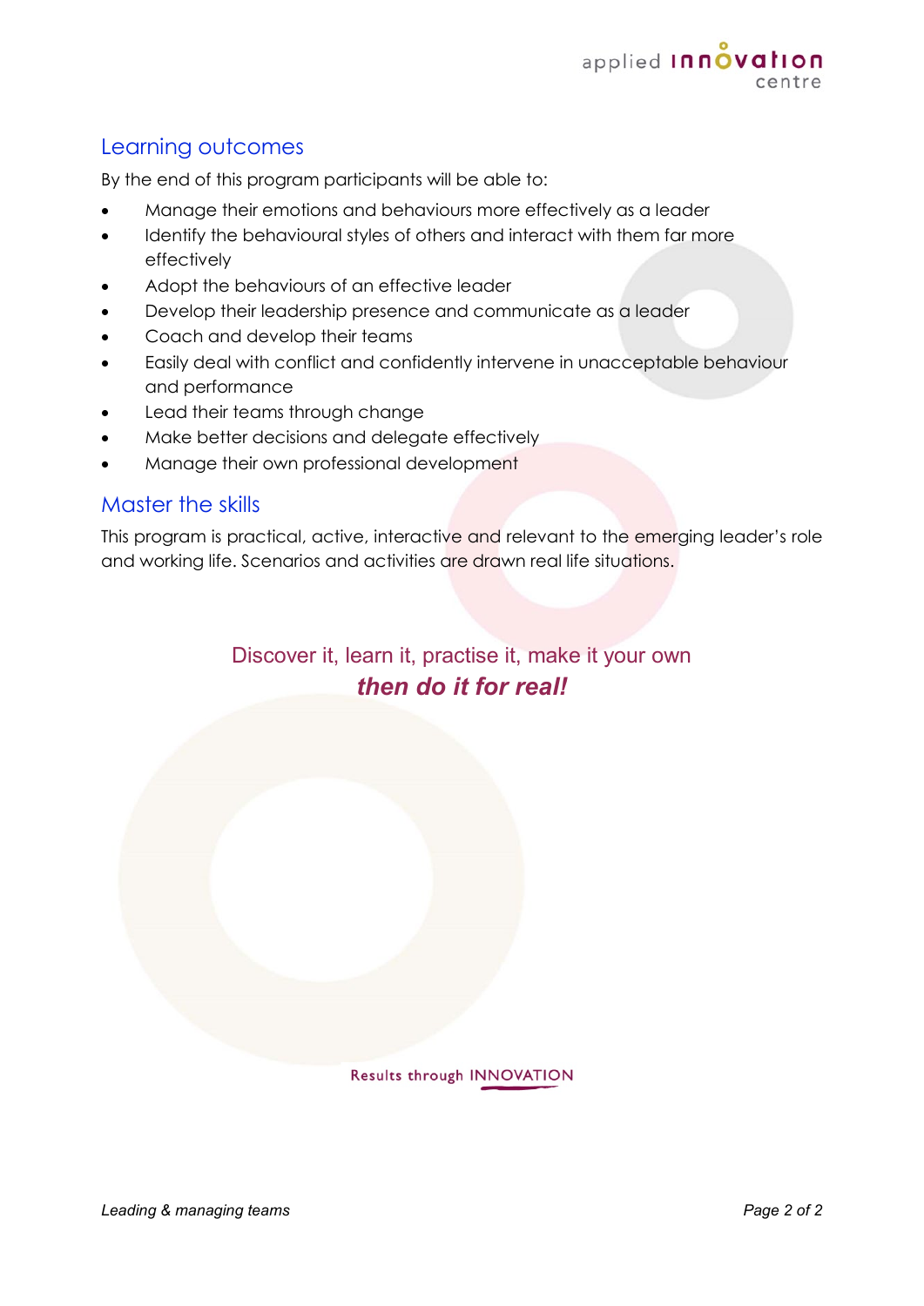## Learning outcomes

By the end of this program participants will be able to:

- Manage their emotions and behaviours more effectively as a leader
- Identify the behavioural styles of others and interact with them far more effectively
- Adopt the behaviours of an effective leader
- Develop their leadership presence and communicate as a leader
- Coach and develop their teams
- Easily deal with conflict and confidently intervene in unacceptable behaviour and performance
- Lead their teams through change
- Make better decisions and delegate effectively
- Manage their own professional development

## Master the skills

This program is practical, active, interactive and relevant to the emerging leader's role and working life. Scenarios and activities are drawn real life situations.

Discover it, learn it, practise it, make it your own
***then do it for real!***

Results through INNOVATION